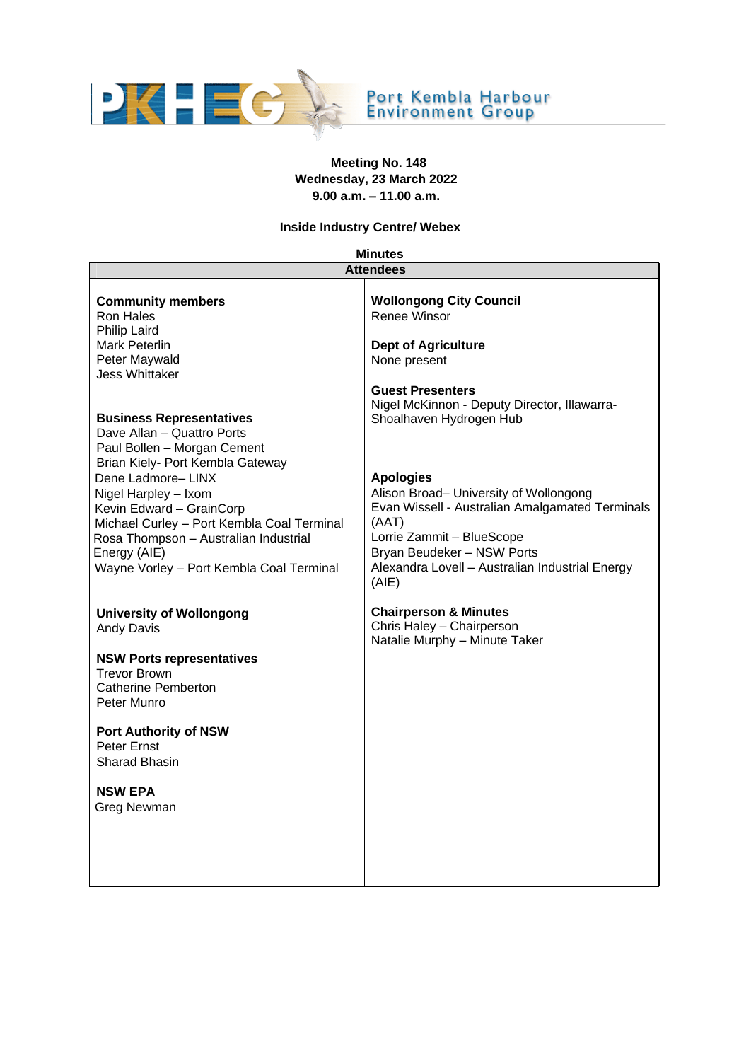# Port Kembla Harbour Environment Group

**Meeting No. 148**
**Wednesday, 23 March 2022**
**9.00 a.m. – 11.00 a.m.**

**Inside Industry Centre/ Webex**

**Minutes**

## Attendees

**Community members**
Ron Hales
Philip Laird
Mark Peterlin
Peter Maywald
Jess Whittaker

**Business Representatives**
Dave Allan – Quattro Ports
Paul Bollen – Morgan Cement
Brian Kiely- Port Kembla Gateway
Dene Ladmore– LINX
Nigel Harpley – Ixom
Kevin Edward – GrainCorp
Michael Curley – Port Kembla Coal Terminal
Rosa Thompson – Australian Industrial Energy (AIE)
Wayne Vorley – Port Kembla Coal Terminal

**University of Wollongong**
Andy Davis

**NSW Ports representatives**
Trevor Brown
Catherine Pemberton
Peter Munro

**Port Authority of NSW**
Peter Ernst
Sharad Bhasin

**NSW EPA**
Greg Newman

**Wollongong City Council**
Renee Winsor

**Dept of Agriculture**
None present

**Guest Presenters**
Nigel McKinnon - Deputy Director, Illawarra-Shoalhaven Hydrogen Hub

**Apologies**
Alison Broad– University of Wollongong
Evan Wissell - Australian Amalgamated Terminals (AAT)
Lorrie Zammit – BlueScope
Bryan Beudeker – NSW Ports
Alexandra Lovell – Australian Industrial Energy (AIE)

**Chairperson & Minutes**
Chris Haley – Chairperson
Natalie Murphy – Minute Taker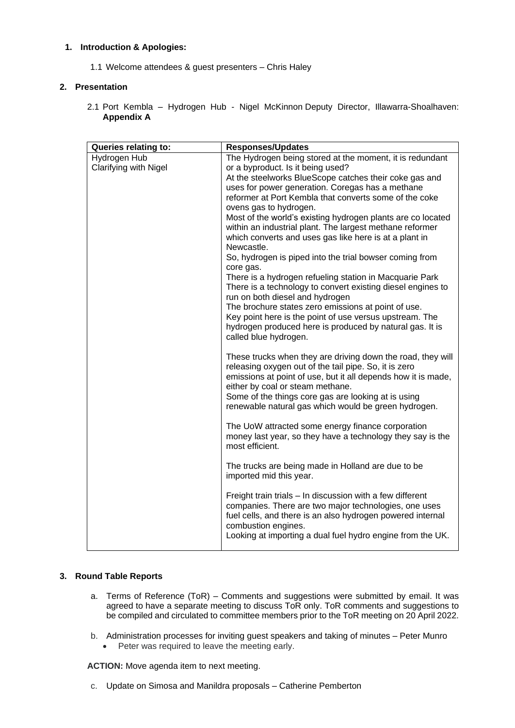## 1. Introduction & Apologies:

1.1 Welcome attendees & guest presenters – Chris Haley

## 2. Presentation

2.1 Port Kembla – Hydrogen Hub - Nigel McKinnon Deputy Director, Illawarra-Shoalhaven: **Appendix A**

| Queries relating to: | Responses/Updates |
| --- | --- |
| Hydrogen Hub<br>Clarifying with Nigel | The Hydrogen being stored at the moment, it is redundant or a byproduct. Is it being used?<br>At the steelworks BlueScope catches their coke gas and uses for power generation. Coregas has a methane reformer at Port Kembla that converts some of the coke ovens gas to hydrogen.<br>Most of the world's existing hydrogen plants are co located within an industrial plant. The largest methane reformer which converts and uses gas like here is at a plant in Newcastle.<br>So, hydrogen is piped into the trial bowser coming from core gas.<br>There is a hydrogen refueling station in Macquarie Park<br>There is a technology to convert existing diesel engines to run on both diesel and hydrogen<br>The brochure states zero emissions at point of use.<br>Key point here is the point of use versus upstream. The hydrogen produced here is produced by natural gas. It is called blue hydrogen.<br><br>These trucks when they are driving down the road, they will releasing oxygen out of the tail pipe. So, it is zero emissions at point of use, but it all depends how it is made, either by coal or steam methane.<br>Some of the things core gas are looking at is using renewable natural gas which would be green hydrogen.<br><br>The UoW attracted some energy finance corporation money last year, so they have a technology they say is the most efficient.<br><br>The trucks are being made in Holland are due to be imported mid this year.<br><br>Freight train trials – In discussion with a few different companies. There are two major technologies, one uses fuel cells, and there is an also hydrogen powered internal combustion engines.<br>Looking at importing a dual fuel hydro engine from the UK. |

## 3. Round Table Reports

a. Terms of Reference (ToR) – Comments and suggestions were submitted by email. It was agreed to have a separate meeting to discuss ToR only. ToR comments and suggestions to be compiled and circulated to committee members prior to the ToR meeting on 20 April 2022.

b. Administration processes for inviting guest speakers and taking of minutes – Peter Munro
   - Peter was required to leave the meeting early.

**ACTION:** Move agenda item to next meeting.

c. Update on Simosa and Manildra proposals – Catherine Pemberton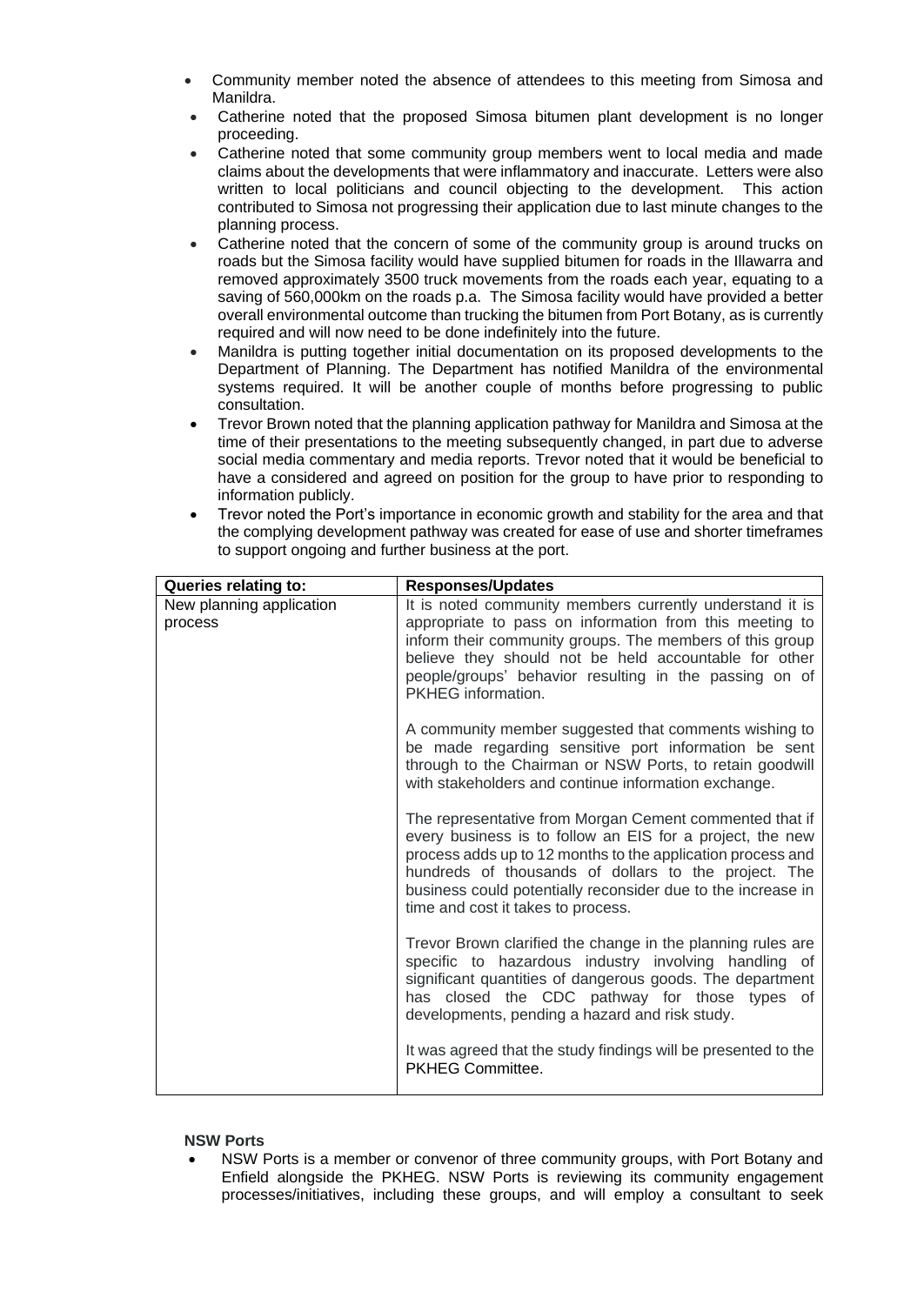- Community member noted the absence of attendees to this meeting from Simosa and Manildra.
- Catherine noted that the proposed Simosa bitumen plant development is no longer proceeding.
- Catherine noted that some community group members went to local media and made claims about the developments that were inflammatory and inaccurate. Letters were also written to local politicians and council objecting to the development. This action contributed to Simosa not progressing their application due to last minute changes to the planning process.
- Catherine noted that the concern of some of the community group is around trucks on roads but the Simosa facility would have supplied bitumen for roads in the Illawarra and removed approximately 3500 truck movements from the roads each year, equating to a saving of 560,000km on the roads p.a. The Simosa facility would have provided a better overall environmental outcome than trucking the bitumen from Port Botany, as is currently required and will now need to be done indefinitely into the future.
- Manildra is putting together initial documentation on its proposed developments to the Department of Planning. The Department has notified Manildra of the environmental systems required. It will be another couple of months before progressing to public consultation.
- Trevor Brown noted that the planning application pathway for Manildra and Simosa at the time of their presentations to the meeting subsequently changed, in part due to adverse social media commentary and media reports. Trevor noted that it would be beneficial to have a considered and agreed on position for the group to have prior to responding to information publicly.
- Trevor noted the Port's importance in economic growth and stability for the area and that the complying development pathway was created for ease of use and shorter timeframes to support ongoing and further business at the port.

| Queries relating to: | Responses/Updates |
|---|---|
| New planning application process | It is noted community members currently understand it is appropriate to pass on information from this meeting to inform their community groups. The members of this group believe they should not be held accountable for other people/groups' behavior resulting in the passing on of PKHEG information.<br><br>A community member suggested that comments wishing to be made regarding sensitive port information be sent through to the Chairman or NSW Ports, to retain goodwill with stakeholders and continue information exchange.<br><br>The representative from Morgan Cement commented that if every business is to follow an EIS for a project, the new process adds up to 12 months to the application process and hundreds of thousands of dollars to the project. The business could potentially reconsider due to the increase in time and cost it takes to process.<br><br>Trevor Brown clarified the change in the planning rules are specific to hazardous industry involving handling of significant quantities of dangerous goods. The department has closed the CDC pathway for those types of developments, pending a hazard and risk study.<br><br>It was agreed that the study findings will be presented to the PKHEG Committee. |

**NSW Ports**

- NSW Ports is a member or convenor of three community groups, with Port Botany and Enfield alongside the PKHEG. NSW Ports is reviewing its community engagement processes/initiatives, including these groups, and will employ a consultant to seek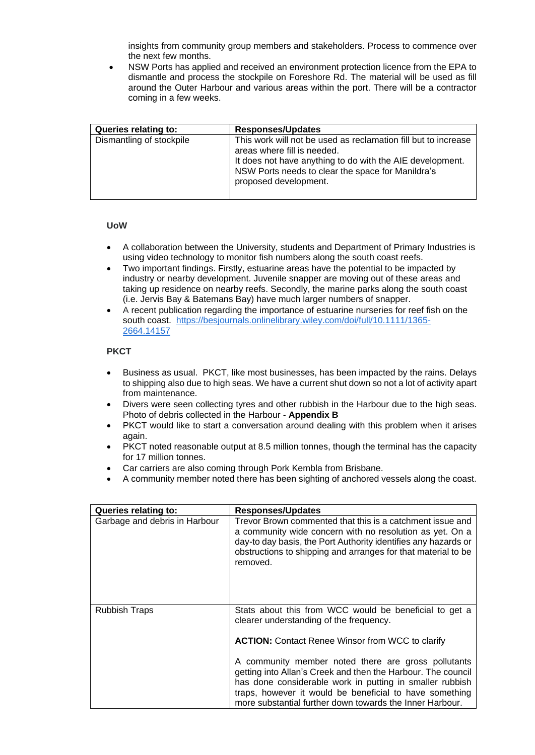insights from community group members and stakeholders. Process to commence over the next few months.

- NSW Ports has applied and received an environment protection licence from the EPA to dismantle and process the stockpile on Foreshore Rd. The material will be used as fill around the Outer Harbour and various areas within the port. There will be a contractor coming in a few weeks.

| Queries relating to: | Responses/Updates |
|---|---|
| Dismantling of stockpile | This work will not be used as reclamation fill but to increase areas where fill is needed.<br>It does not have anything to do with the AIE development. NSW Ports needs to clear the space for Manildra's proposed development. |

**UoW**

- A collaboration between the University, students and Department of Primary Industries is using video technology to monitor fish numbers along the south coast reefs.
- Two important findings. Firstly, estuarine areas have the potential to be impacted by industry or nearby development. Juvenile snapper are moving out of these areas and taking up residence on nearby reefs. Secondly, the marine parks along the south coast (i.e. Jervis Bay & Batemans Bay) have much larger numbers of snapper.
- A recent publication regarding the importance of estuarine nurseries for reef fish on the south coast. https://besjournals.onlinelibrary.wiley.com/doi/full/10.1111/1365-2664.14157

**PKCT**

- Business as usual. PKCT, like most businesses, has been impacted by the rains. Delays to shipping also due to high seas. We have a current shut down so not a lot of activity apart from maintenance.
- Divers were seen collecting tyres and other rubbish in the Harbour due to the high seas. Photo of debris collected in the Harbour - **Appendix B**
- PKCT would like to start a conversation around dealing with this problem when it arises again.
- PKCT noted reasonable output at 8.5 million tonnes, though the terminal has the capacity for 17 million tonnes.
- Car carriers are also coming through Pork Kembla from Brisbane.
- A community member noted there has been sighting of anchored vessels along the coast.

| Queries relating to: | Responses/Updates |
|---|---|
| Garbage and debris in Harbour | Trevor Brown commented that this is a catchment issue and a community wide concern with no resolution as yet. On a day-to day basis, the Port Authority identifies any hazards or obstructions to shipping and arranges for that material to be removed. |
| Rubbish Traps | Stats about this from WCC would be beneficial to get a clearer understanding of the frequency.<br><br>**ACTION:** Contact Renee Winsor from WCC to clarify<br><br>A community member noted there are gross pollutants getting into Allan's Creek and then the Harbour. The council has done considerable work in putting in smaller rubbish traps, however it would be beneficial to have something more substantial further down towards the Inner Harbour. |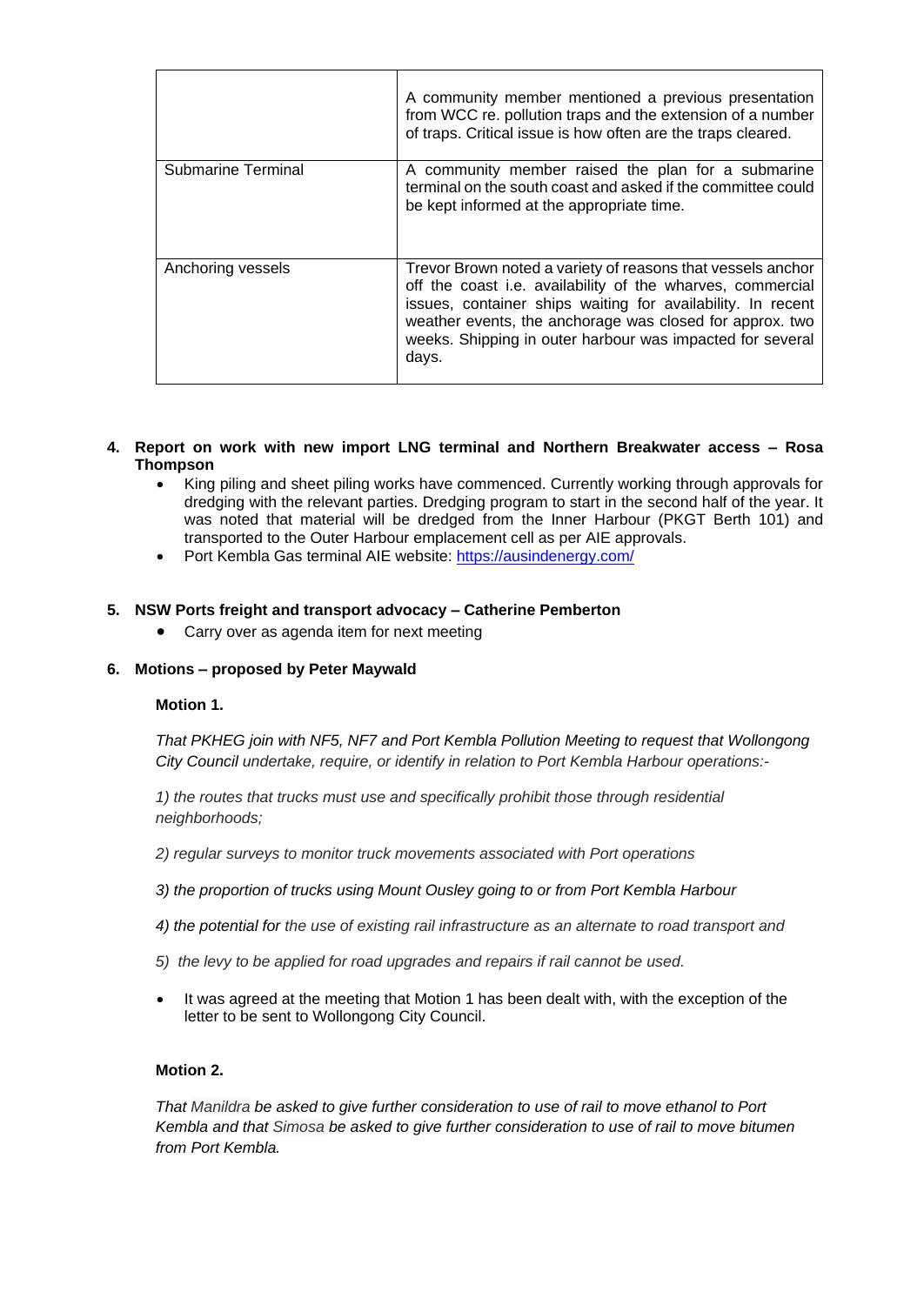| | |
|---|---|
| | A community member mentioned a previous presentation from WCC re. pollution traps and the extension of a number of traps. Critical issue is how often are the traps cleared. |
| Submarine Terminal | A community member raised the plan for a submarine terminal on the south coast and asked if the committee could be kept informed at the appropriate time. |
| Anchoring vessels | Trevor Brown noted a variety of reasons that vessels anchor off the coast i.e. availability of the wharves, commercial issues, container ships waiting for availability. In recent weather events, the anchorage was closed for approx. two weeks. Shipping in outer harbour was impacted for several days. |

**4. Report on work with new import LNG terminal and Northern Breakwater access – Rosa Thompson**

- King piling and sheet piling works have commenced. Currently working through approvals for dredging with the relevant parties. Dredging program to start in the second half of the year. It was noted that material will be dredged from the Inner Harbour (PKGT Berth 101) and transported to the Outer Harbour emplacement cell as per AIE approvals.
- Port Kembla Gas terminal AIE website: https://ausindenergy.com/

**5. NSW Ports freight and transport advocacy – Catherine Pemberton**

- Carry over as agenda item for next meeting

**6. Motions – proposed by Peter Maywald**

**Motion 1.**

*That PKHEG join with NF5, NF7 and Port Kembla Pollution Meeting to request that Wollongong City Council undertake, require, or identify in relation to Port Kembla Harbour operations:-*

*1) the routes that trucks must use and specifically prohibit those through residential neighborhoods;*

*2) regular surveys to monitor truck movements associated with Port operations*

*3) the proportion of trucks using Mount Ousley going to or from Port Kembla Harbour*

*4) the potential for the use of existing rail infrastructure as an alternate to road transport and*

*5) the levy to be applied for road upgrades and repairs if rail cannot be used.*

- It was agreed at the meeting that Motion 1 has been dealt with, with the exception of the letter to be sent to Wollongong City Council.

**Motion 2.**

*That Manildra be asked to give further consideration to use of rail to move ethanol to Port Kembla and that Simosa be asked to give further consideration to use of rail to move bitumen from Port Kembla.*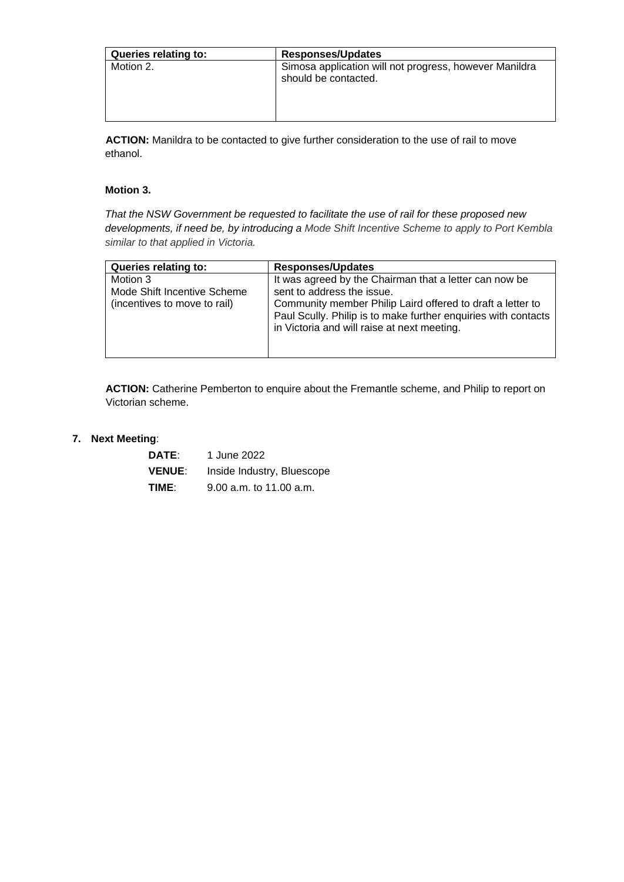| Queries relating to: | Responses/Updates |
|---|---|
| Motion 2. | Simosa application will not progress, however Manildra should be contacted. |

**ACTION:** Manildra to be contacted to give further consideration to the use of rail to move ethanol.

**Motion 3.**

*That the NSW Government be requested to facilitate the use of rail for these proposed new developments, if need be, by introducing a Mode Shift Incentive Scheme to apply to Port Kembla similar to that applied in Victoria.*

| Queries relating to: | Responses/Updates |
|---|---|
| Motion 3<br>Mode Shift Incentive Scheme (incentives to move to rail) | It was agreed by the Chairman that a letter can now be sent to address the issue.<br>Community member Philip Laird offered to draft a letter to Paul Scully. Philip is to make further enquiries with contacts in Victoria and will raise at next meeting. |

**ACTION:** Catherine Pemberton to enquire about the Fremantle scheme, and Philip to report on Victorian scheme.

7. **Next Meeting**:

**DATE**: 1 June 2022
**VENUE**: Inside Industry, Bluescope
**TIME**: 9.00 a.m. to 11.00 a.m.